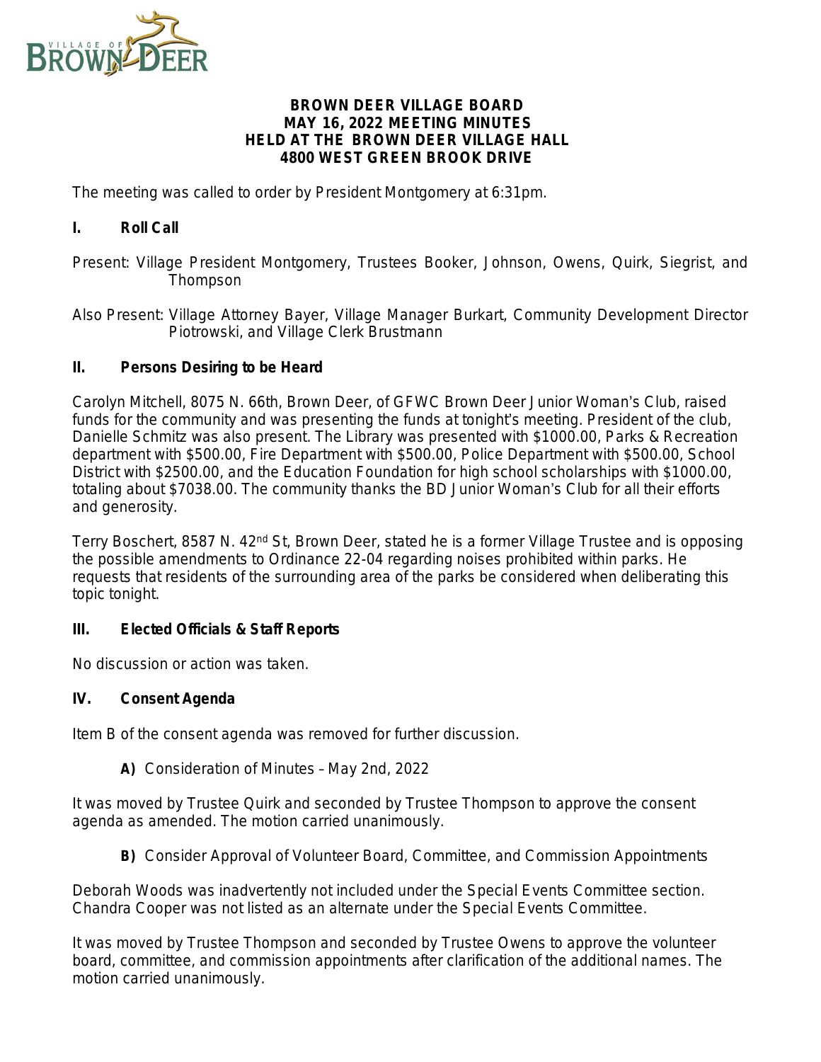**BROWN DEER VILLAGE BOARD**
**MAY 16, 2022 MEETING MINUTES**
**HELD AT THE BROWN DEER VILLAGE HALL**
**4800 WEST GREEN BROOK DRIVE**

The meeting was called to order by President Montgomery at 6:31pm.

## I. Roll Call

Present: Village President Montgomery, Trustees Booker, Johnson, Owens, Quirk, Siegrist, and Thompson

Also Present: Village Attorney Bayer, Village Manager Burkart, Community Development Director Piotrowski, and Village Clerk Brustmann

## II. Persons Desiring to be Heard

Carolyn Mitchell, 8075 N. 66th, Brown Deer, of GFWC Brown Deer Junior Woman's Club, raised funds for the community and was presenting the funds at tonight's meeting. President of the club, Danielle Schmitz was also present. The Library was presented with $1000.00, Parks & Recreation department with $500.00, Fire Department with $500.00, Police Department with $500.00, School District with $2500.00, and the Education Foundation for high school scholarships with $1000.00, totaling about $7038.00. The community thanks the BD Junior Woman's Club for all their efforts and generosity.

Terry Boschert, 8587 N. 42nd St, Brown Deer, stated he is a former Village Trustee and is opposing the possible amendments to Ordinance 22-04 regarding noises prohibited within parks. He requests that residents of the surrounding area of the parks be considered when deliberating this topic tonight.

## III. Elected Officials & Staff Reports

No discussion or action was taken.

## IV. Consent Agenda

Item B of the consent agenda was removed for further discussion.

**A)** Consideration of Minutes – May 2nd, 2022

It was moved by Trustee Quirk and seconded by Trustee Thompson to approve the consent agenda as amended. The motion carried unanimously.

**B)** Consider Approval of Volunteer Board, Committee, and Commission Appointments

Deborah Woods was inadvertently not included under the Special Events Committee section. Chandra Cooper was not listed as an alternate under the Special Events Committee.

It was moved by Trustee Thompson and seconded by Trustee Owens to approve the volunteer board, committee, and commission appointments after clarification of the additional names. The motion carried unanimously.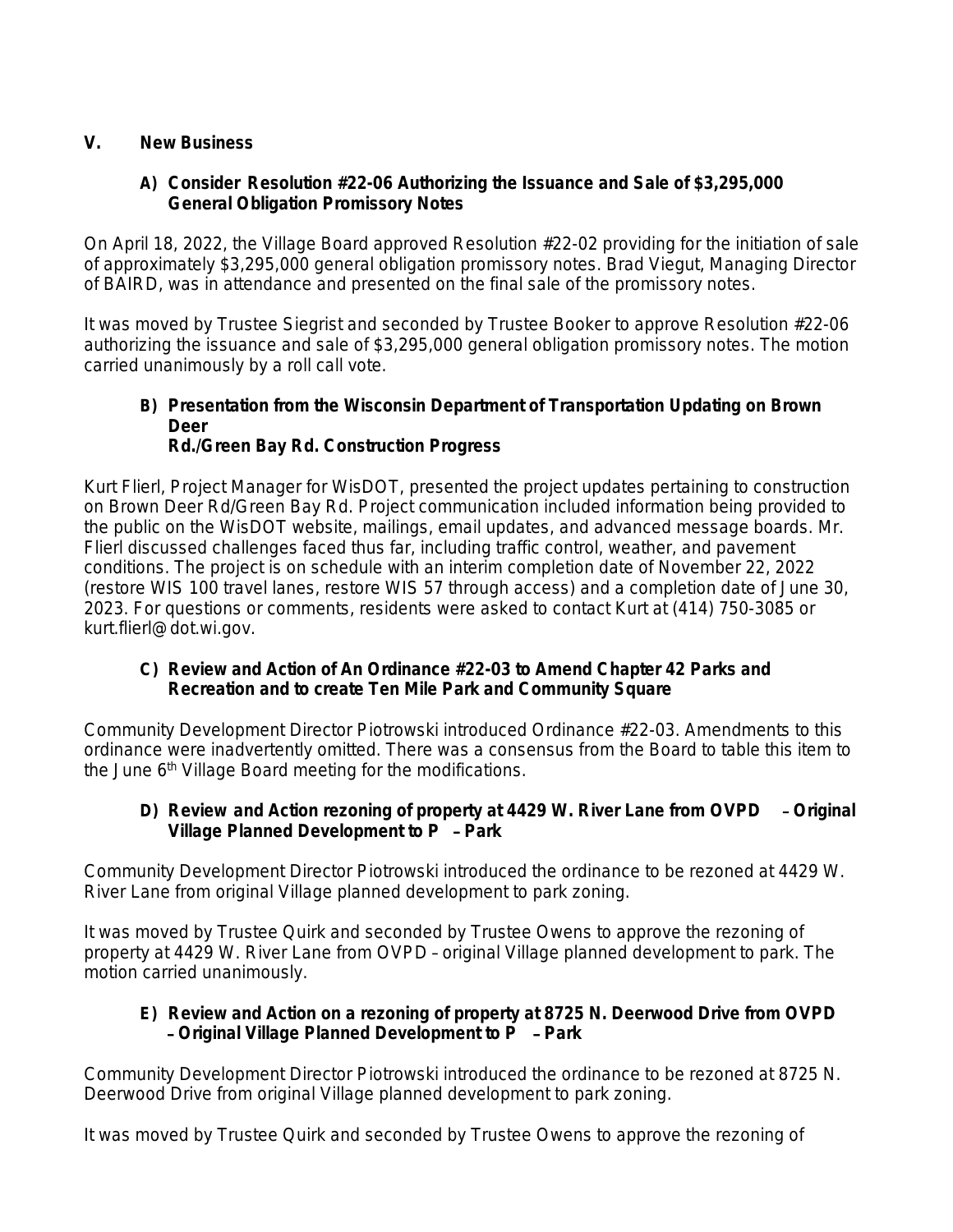## V. New Business

### A) Consider Resolution #22-06 Authorizing the Issuance and Sale of $3,295,000 General Obligation Promissory Notes

On April 18, 2022, the Village Board approved Resolution #22-02 providing for the initiation of sale of approximately $3,295,000 general obligation promissory notes. Brad Viegut, Managing Director of BAIRD, was in attendance and presented on the final sale of the promissory notes.

It was moved by Trustee Siegrist and seconded by Trustee Booker to approve Resolution #22-06 authorizing the issuance and sale of $3,295,000 general obligation promissory notes. The motion carried unanimously by a roll call vote.

### B) Presentation from the Wisconsin Department of Transportation Updating on Brown Deer Rd./Green Bay Rd. Construction Progress

Kurt Flierl, Project Manager for WisDOT, presented the project updates pertaining to construction on Brown Deer Rd/Green Bay Rd. Project communication included information being provided to the public on the WisDOT website, mailings, email updates, and advanced message boards. Mr. Flierl discussed challenges faced thus far, including traffic control, weather, and pavement conditions. The project is on schedule with an interim completion date of November 22, 2022 (restore WIS 100 travel lanes, restore WIS 57 through access) and a completion date of June 30, 2023. For questions or comments, residents were asked to contact Kurt at (414) 750-3085 or kurt.flierl@dot.wi.gov.

### C) Review and Action of An Ordinance #22-03 to Amend Chapter 42 Parks and Recreation and to create Ten Mile Park and Community Square

Community Development Director Piotrowski introduced Ordinance #22-03. Amendments to this ordinance were inadvertently omitted. There was a consensus from the Board to table this item to the June 6th Village Board meeting for the modifications.

### D) Review and Action rezoning of property at 4429 W. River Lane from OVPD – Original Village Planned Development to P – Park

Community Development Director Piotrowski introduced the ordinance to be rezoned at 4429 W. River Lane from original Village planned development to park zoning.

It was moved by Trustee Quirk and seconded by Trustee Owens to approve the rezoning of property at 4429 W. River Lane from OVPD – original Village planned development to park. The motion carried unanimously.

### E) Review and Action on a rezoning of property at 8725 N. Deerwood Drive from OVPD – Original Village Planned Development to P – Park

Community Development Director Piotrowski introduced the ordinance to be rezoned at 8725 N. Deerwood Drive from original Village planned development to park zoning.

It was moved by Trustee Quirk and seconded by Trustee Owens to approve the rezoning of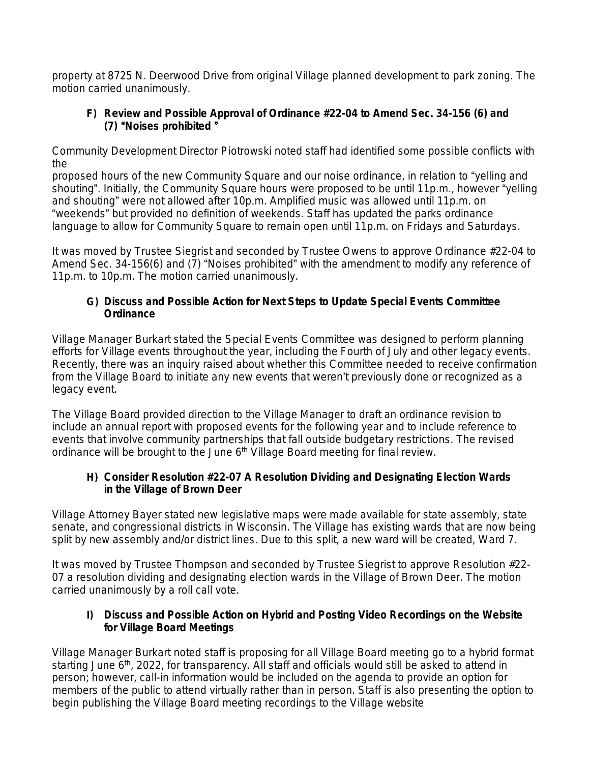property at 8725 N. Deerwood Drive from original Village planned development to park zoning. The motion carried unanimously.

**F) Review and Possible Approval of Ordinance #22-04 to Amend Sec. 34-156 (6) and (7) "Noises prohibited "**

Community Development Director Piotrowski noted staff had identified some possible conflicts with the
proposed hours of the new Community Square and our noise ordinance, in relation to "yelling and shouting". Initially, the Community Square hours were proposed to be until 11p.m., however "yelling and shouting" were not allowed after 10p.m. Amplified music was allowed until 11p.m. on "weekends" but provided no definition of weekends. Staff has updated the parks ordinance language to allow for Community Square to remain open until 11p.m. on Fridays and Saturdays.

It was moved by Trustee Siegrist and seconded by Trustee Owens to approve Ordinance #22-04 to Amend Sec. 34-156(6) and (7) "Noises prohibited" with the amendment to modify any reference of 11p.m. to 10p.m. The motion carried unanimously.

**G) Discuss and Possible Action for Next Steps to Update Special Events Committee Ordinance**

Village Manager Burkart stated the Special Events Committee was designed to perform planning efforts for Village events throughout the year, including the Fourth of July and other legacy events. Recently, there was an inquiry raised about whether this Committee needed to receive confirmation from the Village Board to initiate any new events that weren't previously done or recognized as a legacy event.

The Village Board provided direction to the Village Manager to draft an ordinance revision to include an annual report with proposed events for the following year and to include reference to events that involve community partnerships that fall outside budgetary restrictions. The revised ordinance will be brought to the June 6th Village Board meeting for final review.

**H) Consider Resolution #22-07 A Resolution Dividing and Designating Election Wards in the Village of Brown Deer**

Village Attorney Bayer stated new legislative maps were made available for state assembly, state senate, and congressional districts in Wisconsin. The Village has existing wards that are now being split by new assembly and/or district lines. Due to this split, a new ward will be created, Ward 7.

It was moved by Trustee Thompson and seconded by Trustee Siegrist to approve Resolution #22-07 a resolution dividing and designating election wards in the Village of Brown Deer. The motion carried unanimously by a roll call vote.

**I) Discuss and Possible Action on Hybrid and Posting Video Recordings on the Website for Village Board Meetings**

Village Manager Burkart noted staff is proposing for all Village Board meeting go to a hybrid format starting June 6th, 2022, for transparency. All staff and officials would still be asked to attend in person; however, call-in information would be included on the agenda to provide an option for members of the public to attend virtually rather than in person. Staff is also presenting the option to begin publishing the Village Board meeting recordings to the Village website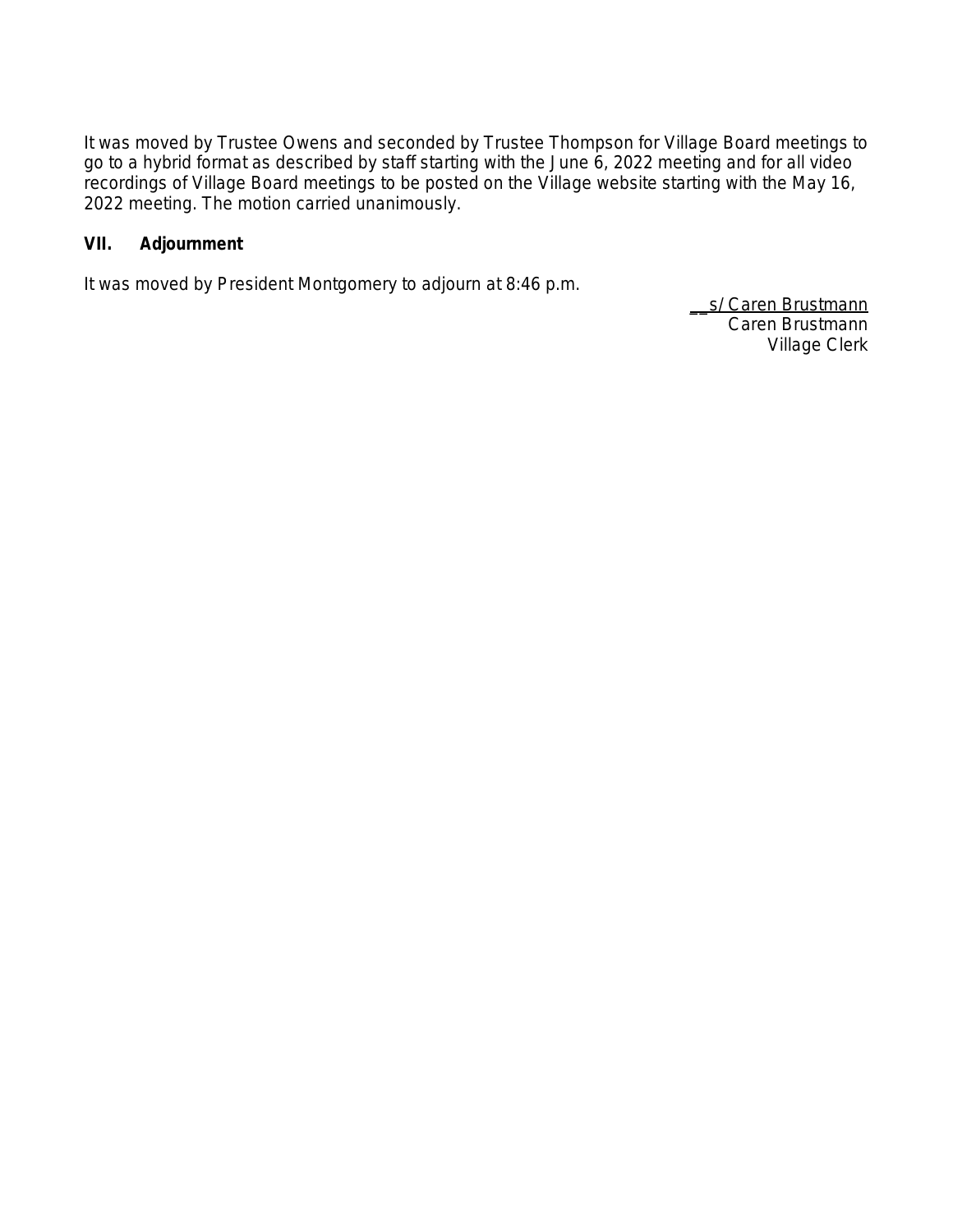It was moved by Trustee Owens and seconded by Trustee Thompson for Village Board meetings to go to a hybrid format as described by staff starting with the June 6, 2022 meeting and for all video recordings of Village Board meetings to be posted on the Village website starting with the May 16, 2022 meeting. The motion carried unanimously.

## VII. Adjournment

It was moved by President Montgomery to adjourn at 8:46 p.m.

__s/ Caren Brustmann
Caren Brustmann
Village Clerk